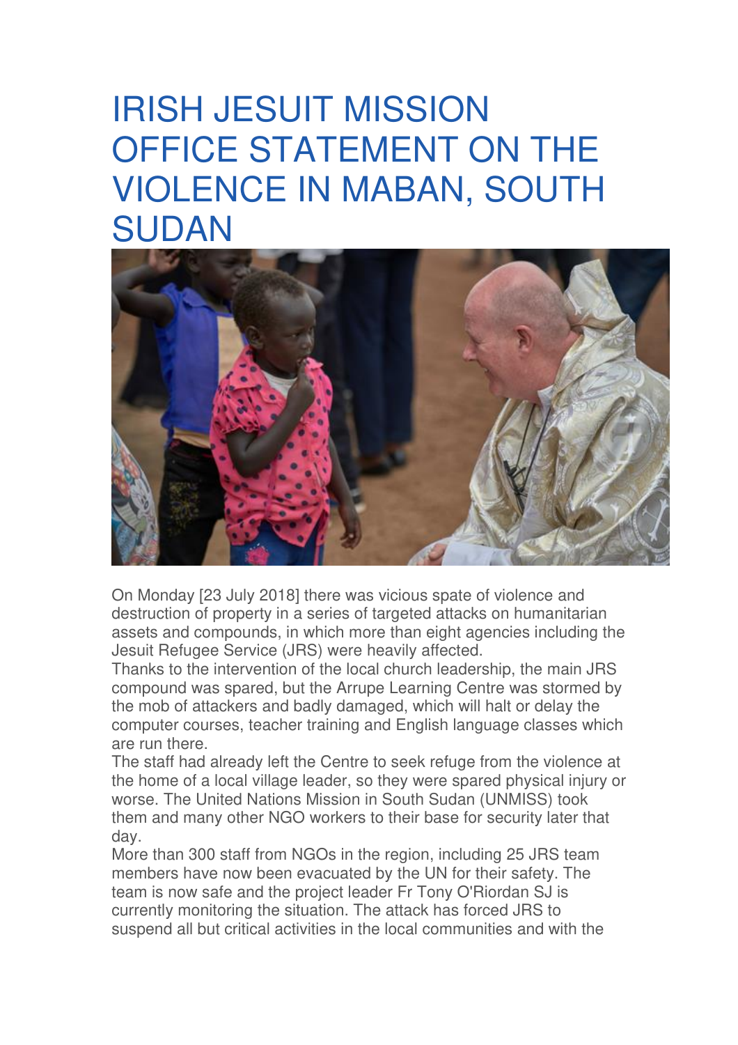# IRISH JESUIT MISSION OFFICE STATEMENT ON THE VIOLENCE IN MABAN, SOUTH SUDAN

On Monday [23 July 2018] there was vicious spate of violence and destruction of property in a series of targeted attacks on humanitarian assets and compounds, in which more than eight agencies including the Jesuit Refugee Service (JRS) were heavily affected.

Thanks to the intervention of the local church leadership, the main JRS compound was spared, but the Arrupe Learning Centre was stormed by the mob of attackers and badly damaged, which will halt or delay the computer courses, teacher training and English language classes which are run there.

The staff had already left the Centre to seek refuge from the violence at the home of a local village leader, so they were spared physical injury or worse. The United Nations Mission in South Sudan (UNMISS) took them and many other NGO workers to their base for security later that day.

More than 300 staff from NGOs in the region, including 25 JRS team members have now been evacuated by the UN for their safety. The team is now safe and the project leader Fr Tony O'Riordan SJ is currently monitoring the situation. The attack has forced JRS to suspend all but critical activities in the local communities and with the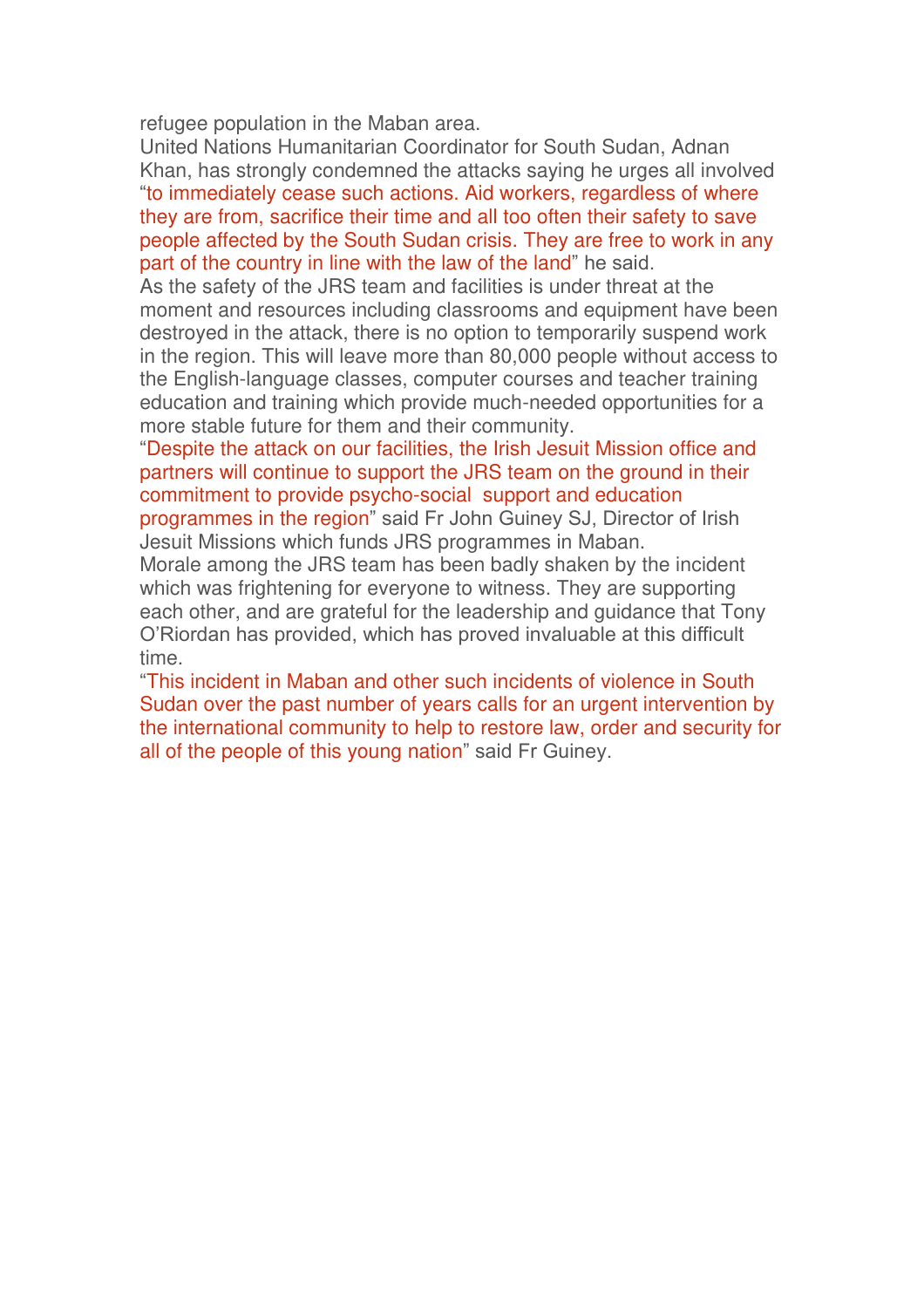refugee population in the Maban area.

United Nations Humanitarian Coordinator for South Sudan, Adnan Khan, has strongly condemned the attacks saying he urges all involved "to immediately cease such actions. Aid workers, regardless of where they are from, sacrifice their time and all too often their safety to save people affected by the South Sudan crisis. They are free to work in any part of the country in line with the law of the land" he said.

As the safety of the JRS team and facilities is under threat at the moment and resources including classrooms and equipment have been destroyed in the attack, there is no option to temporarily suspend work in the region. This will leave more than 80,000 people without access to the English-language classes, computer courses and teacher training education and training which provide much-needed opportunities for a more stable future for them and their community.

"Despite the attack on our facilities, the Irish Jesuit Mission office and partners will continue to support the JRS team on the ground in their commitment to provide psycho-social support and education programmes in the region" said Fr John Guiney SJ, Director of Irish Jesuit Missions which funds JRS programmes in Maban.

Morale among the JRS team has been badly shaken by the incident which was frightening for everyone to witness. They are supporting each other, and are grateful for the leadership and guidance that Tony O'Riordan has provided, which has proved invaluable at this difficult time.

"This incident in Maban and other such incidents of violence in South Sudan over the past number of years calls for an urgent intervention by the international community to help to restore law, order and security for all of the people of this young nation" said Fr Guiney.